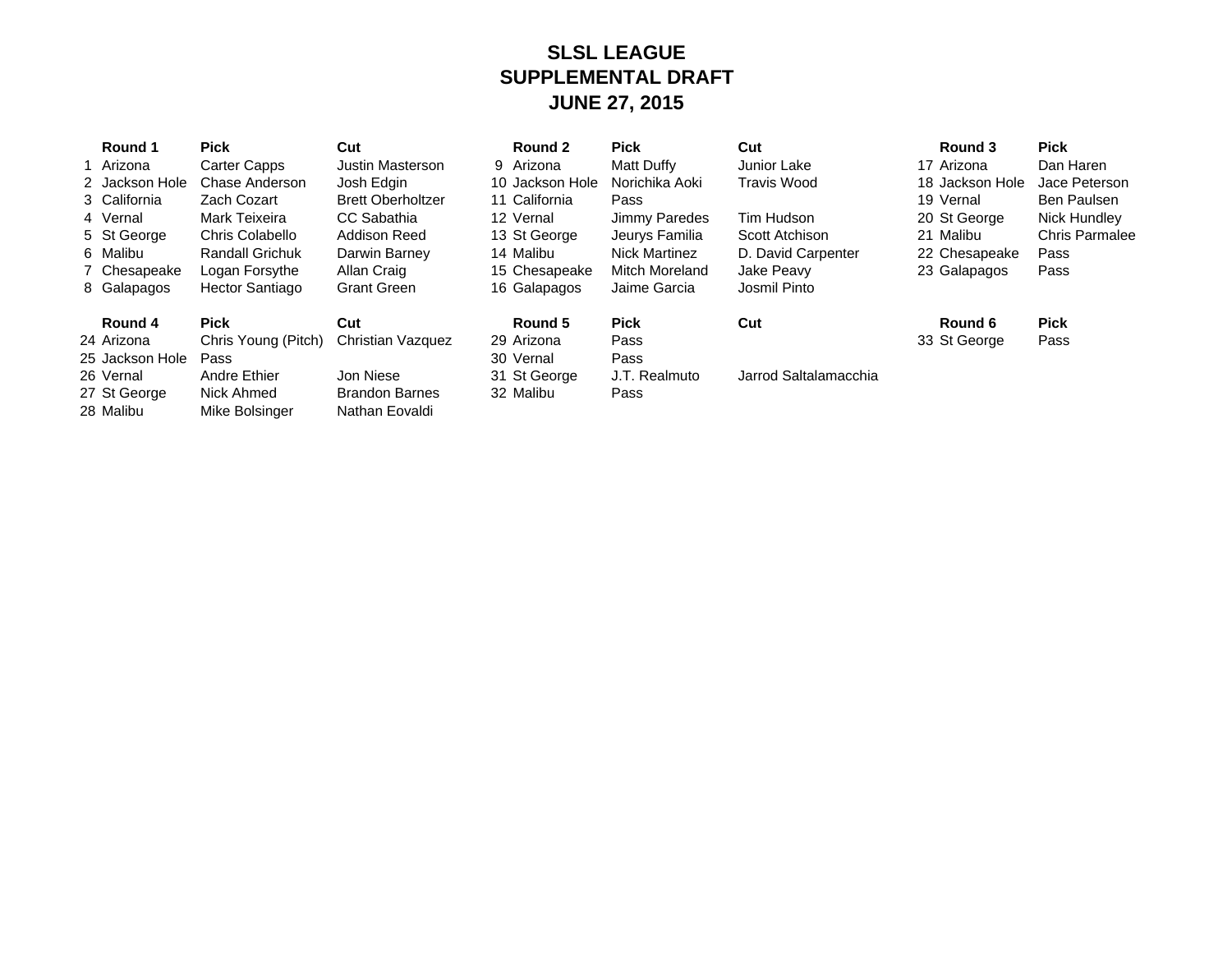# SLSL LEAGUE
# SUPPLEMENTAL DRAFT
# JUNE 27, 2015

| | Round 1 | Pick | Cut | | Round 2 | Pick | Cut | | Round 3 | Pick |
|---|---|---|---|---|---|---|---|---|---|---|
| 1 | Arizona | Carter Capps | Justin Masterson | 9 | Arizona | Matt Duffy | Junior Lake | 17 | Arizona | Dan Haren |
| 2 | Jackson Hole | Chase Anderson | Josh Edgin | 10 | Jackson Hole | Norichika Aoki | Travis Wood | 18 | Jackson Hole | Jace Peterson |
| 3 | California | Zach Cozart | Brett Oberholtzer | 11 | California | Pass | | 19 | Vernal | Ben Paulsen |
| 4 | Vernal | Mark Teixeira | CC Sabathia | 12 | Vernal | Jimmy Paredes | Tim Hudson | 20 | St George | Nick Hundley |
| 5 | St George | Chris Colabello | Addison Reed | 13 | St George | Jeurys Familia | Scott Atchison | 21 | Malibu | Chris Parmalee |
| 6 | Malibu | Randall Grichuk | Darwin Barney | 14 | Malibu | Nick Martinez | D. David Carpenter | 22 | Chesapeake | Pass |
| 7 | Chesapeake | Logan Forsythe | Allan Craig | 15 | Chesapeake | Mitch Moreland | Jake Peavy | 23 | Galapagos | Pass |
| 8 | Galapagos | Hector Santiago | Grant Green | 16 | Galapagos | Jaime Garcia | Josmil Pinto | | | |

| | Round 4 | Pick | Cut | | Round 5 | Pick | Cut | | Round 6 | Pick |
|---|---|---|---|---|---|---|---|---|---|---|
| 24 | Arizona | Chris Young (Pitch) | Christian Vazquez | 29 | Arizona | Pass | | 33 | St George | Pass |
| 25 | Jackson Hole | Pass | | 30 | Vernal | Pass | | | | |
| 26 | Vernal | Andre Ethier | Jon Niese | 31 | St George | J.T. Realmuto | Jarrod Saltalamacchia | | | |
| 27 | St George | Nick Ahmed | Brandon Barnes | 32 | Malibu | Pass | | | | |
| 28 | Malibu | Mike Bolsinger | Nathan Eovaldi | | | | | | | |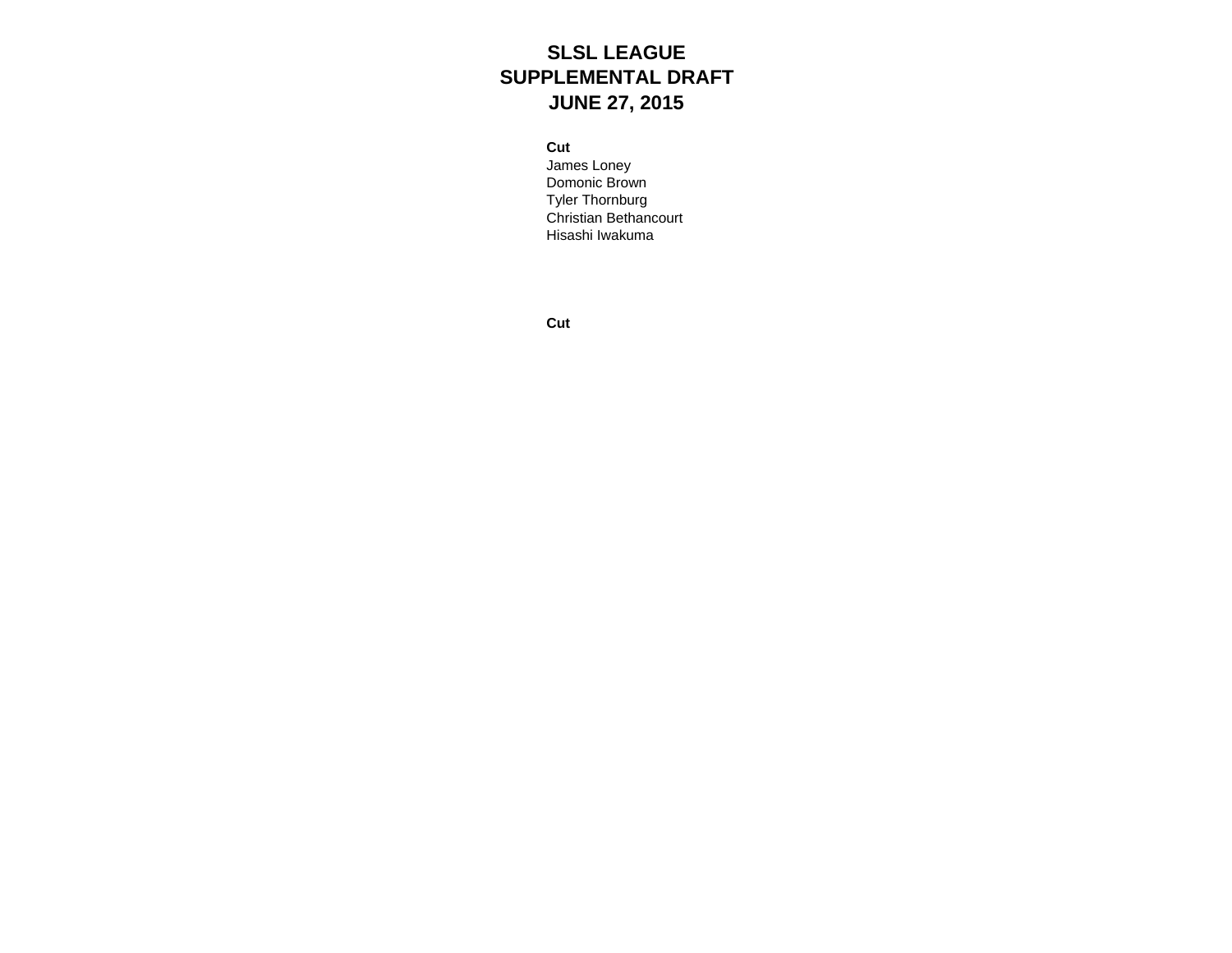# SLSL LEAGUE
# SUPPLEMENTAL DRAFT
# JUNE 27, 2015

**Cut**

James Loney
Domonic Brown
Tyler Thornburg
Christian Bethancourt
Hisashi Iwakuma

**Cut**